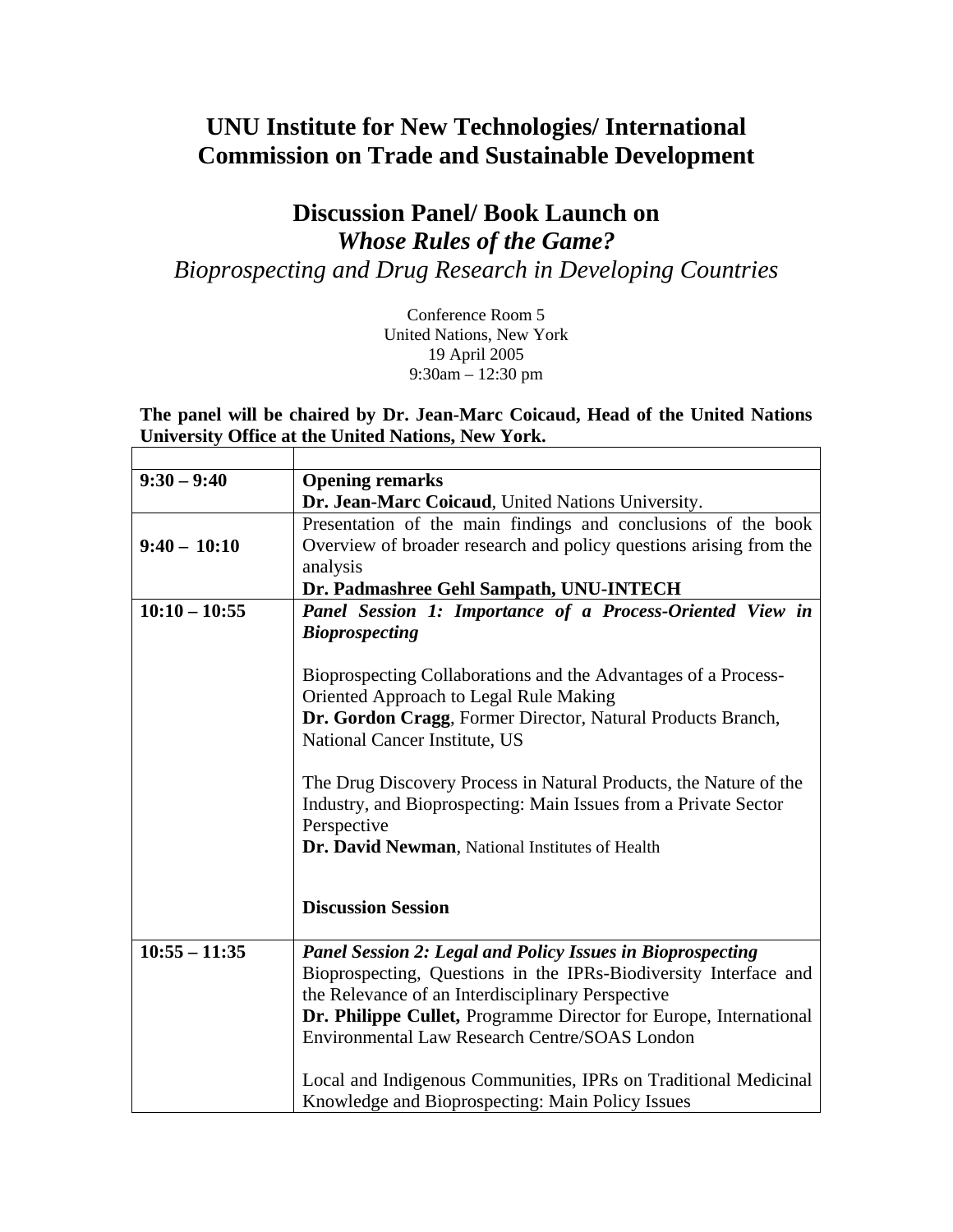# UNU Institute for New Technologies/ International Commission on Trade and Sustainable Development

## Discussion Panel/ Book Launch on
## *Whose Rules of the Game?*
*Bioprospecting and Drug Research in Developing Countries*

Conference Room 5
United Nations, New York
19 April 2005
9:30am – 12:30 pm

**The panel will be chaired by Dr. Jean-Marc Coicaud, Head of the United Nations University Office at the United Nations, New York.**

| | |
|---|---|
| **9:30 – 9:40** | **Opening remarks**<br>**Dr. Jean-Marc Coicaud**, United Nations University. |
| **9:40 – 10:10** | Presentation of the main findings and conclusions of the book<br>Overview of broader research and policy questions arising from the analysis<br>**Dr. Padmashree Gehl Sampath, UNU-INTECH** |
| **10:10 – 10:55** | ***Panel Session 1: Importance of a Process-Oriented View in Bioprospecting***<br><br>Bioprospecting Collaborations and the Advantages of a Process-Oriented Approach to Legal Rule Making<br>**Dr. Gordon Cragg**, Former Director, Natural Products Branch, National Cancer Institute, US<br><br>The Drug Discovery Process in Natural Products, the Nature of the Industry, and Bioprospecting: Main Issues from a Private Sector Perspective<br>**Dr. David Newman**, National Institutes of Health<br><br>**Discussion Session** |
| **10:55 – 11:35** | ***Panel Session 2: Legal and Policy Issues in Bioprospecting***<br>Bioprospecting, Questions in the IPRs-Biodiversity Interface and the Relevance of an Interdisciplinary Perspective<br>**Dr. Philippe Cullet,** Programme Director for Europe, International Environmental Law Research Centre/SOAS London<br><br>Local and Indigenous Communities, IPRs on Traditional Medicinal Knowledge and Bioprospecting: Main Policy Issues |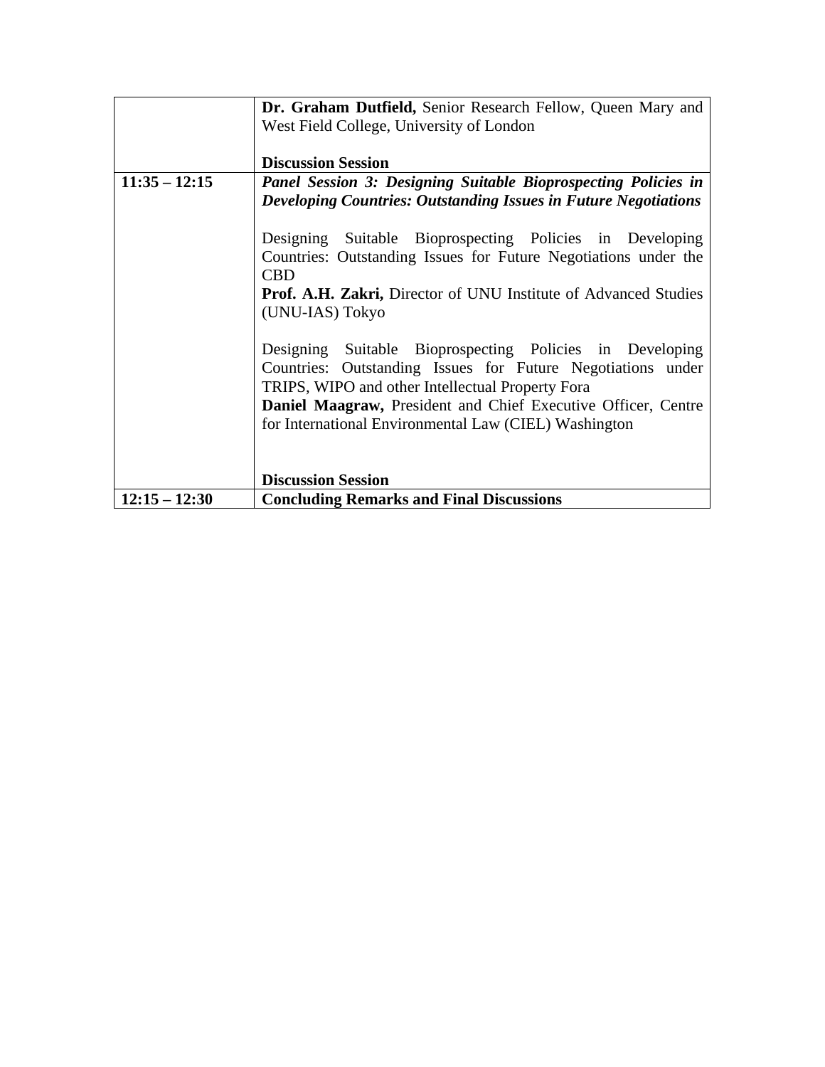| | |
|---|---|
| | **Dr. Graham Dutfield,** Senior Research Fellow, Queen Mary and West Field College, University of London<br><br>**Discussion Session** |
| **11:35 – 12:15** | ***Panel Session 3: Designing Suitable Bioprospecting Policies in Developing Countries: Outstanding Issues in Future Negotiations***<br><br>Designing Suitable Bioprospecting Policies in Developing Countries: Outstanding Issues for Future Negotiations under the CBD<br>**Prof. A.H. Zakri,** Director of UNU Institute of Advanced Studies (UNU-IAS) Tokyo<br><br>Designing Suitable Bioprospecting Policies in Developing Countries: Outstanding Issues for Future Negotiations under TRIPS, WIPO and other Intellectual Property Fora<br>**Daniel Maagraw,** President and Chief Executive Officer, Centre for International Environmental Law (CIEL) Washington<br><br>**Discussion Session** |
| **12:15 – 12:30** | **Concluding Remarks and Final Discussions** |